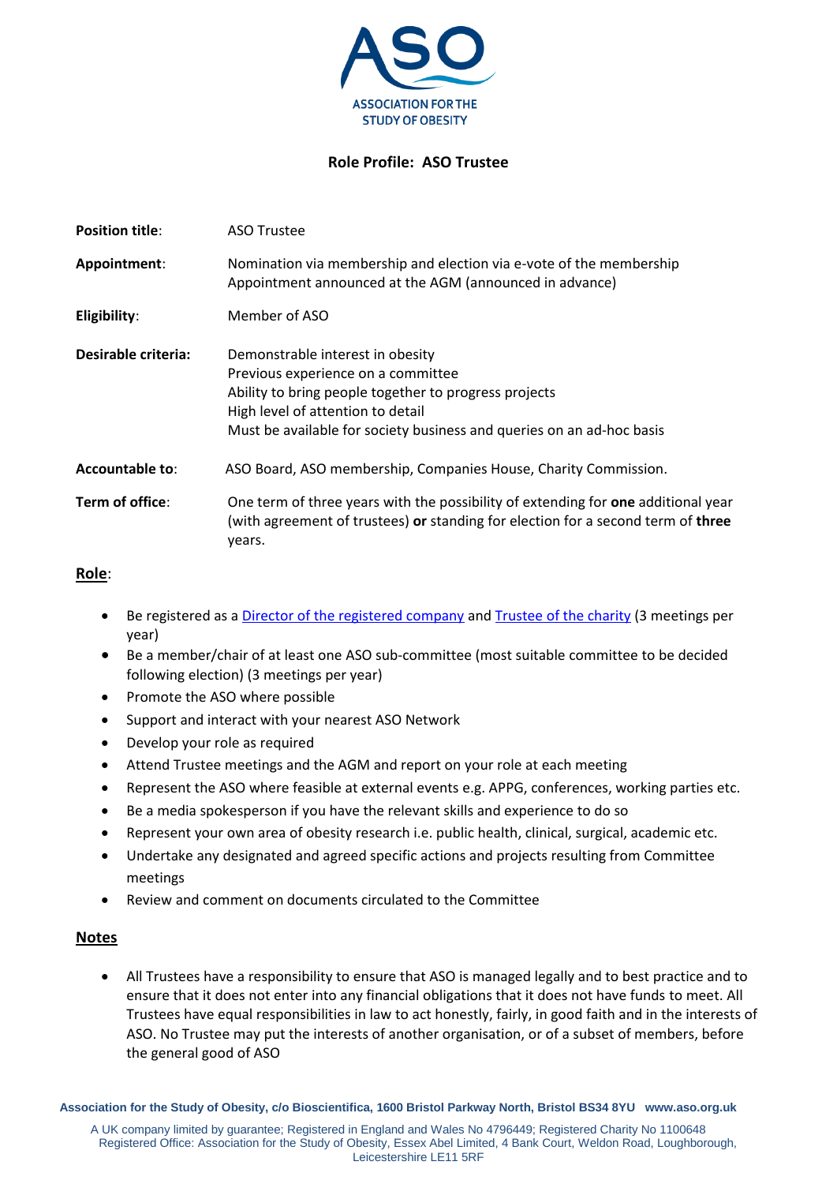ASSOCIATION FOR THE STUDY OF OBESITY

# Role Profile: ASO Trustee

**Position title**: ASO Trustee

**Appointment**: Nomination via membership and election via e-vote of the membership
Appointment announced at the AGM (announced in advance)

**Eligibility**: Member of ASO

**Desirable criteria:** Demonstrable interest in obesity
Previous experience on a committee
Ability to bring people together to progress projects
High level of attention to detail
Must be available for society business and queries on an ad-hoc basis

**Accountable to**: ASO Board, ASO membership, Companies House, Charity Commission.

**Term of office**: One term of three years with the possibility of extending for **one** additional year (with agreement of trustees) **or** standing for election for a second term of **three** years.

## Role:

- Be registered as a Director of the registered company and Trustee of the charity (3 meetings per year)
- Be a member/chair of at least one ASO sub-committee (most suitable committee to be decided following election) (3 meetings per year)
- Promote the ASO where possible
- Support and interact with your nearest ASO Network
- Develop your role as required
- Attend Trustee meetings and the AGM and report on your role at each meeting
- Represent the ASO where feasible at external events e.g. APPG, conferences, working parties etc.
- Be a media spokesperson if you have the relevant skills and experience to do so
- Represent your own area of obesity research i.e. public health, clinical, surgical, academic etc.
- Undertake any designated and agreed specific actions and projects resulting from Committee meetings
- Review and comment on documents circulated to the Committee

## Notes

- All Trustees have a responsibility to ensure that ASO is managed legally and to best practice and to ensure that it does not enter into any financial obligations that it does not have funds to meet. All Trustees have equal responsibilities in law to act honestly, fairly, in good faith and in the interests of ASO. No Trustee may put the interests of another organisation, or of a subset of members, before the general good of ASO

**Association for the Study of Obesity, c/o Bioscientifica, 1600 Bristol Parkway North, Bristol BS34 8YU www.aso.org.uk**

A UK company limited by guarantee; Registered in England and Wales No 4796449; Registered Charity No 1100648
Registered Office: Association for the Study of Obesity, Essex Abel Limited, 4 Bank Court, Weldon Road, Loughborough, Leicestershire LE11 5RF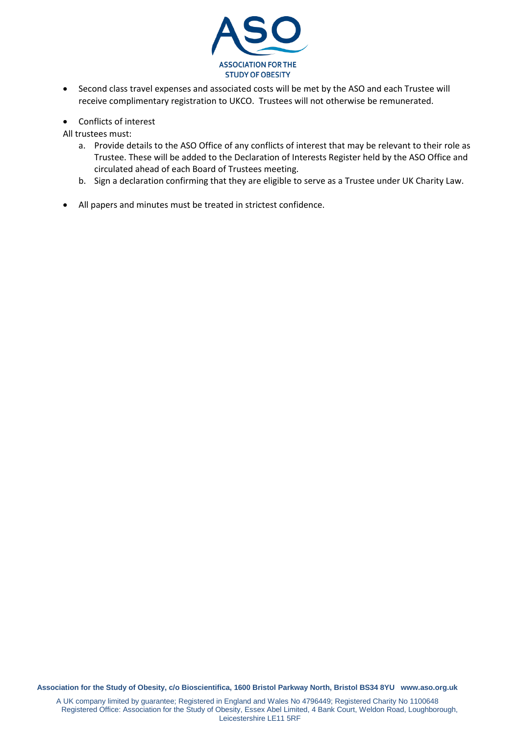- Second class travel expenses and associated costs will be met by the ASO and each Trustee will receive complimentary registration to UKCO. Trustees will not otherwise be remunerated.

- Conflicts of interest

All trustees must:

   a. Provide details to the ASO Office of any conflicts of interest that may be relevant to their role as Trustee. These will be added to the Declaration of Interests Register held by the ASO Office and circulated ahead of each Board of Trustees meeting.
   b. Sign a declaration confirming that they are eligible to serve as a Trustee under UK Charity Law.

- All papers and minutes must be treated in strictest confidence.